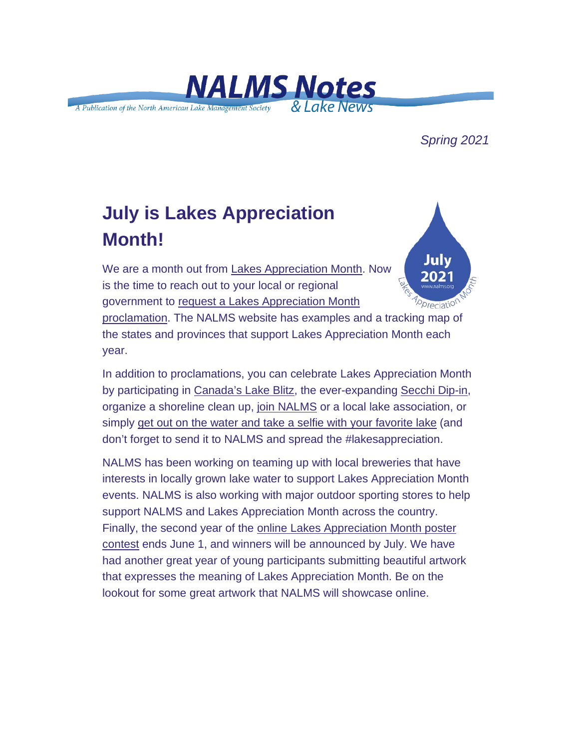# NALMS Notes & Lake News

*A Publication of the North American Lake Management Society*

*Spring 2021*

## July is Lakes Appreciation Month!

We are a month out from Lakes Appreciation Month. Now is the time to reach out to your local or regional government to request a Lakes Appreciation Month proclamation. The NALMS website has examples and a tracking map of the states and provinces that support Lakes Appreciation Month each year.

In addition to proclamations, you can celebrate Lakes Appreciation Month by participating in Canada's Lake Blitz, the ever-expanding Secchi Dip-in, organize a shoreline clean up, join NALMS or a local lake association, or simply get out on the water and take a selfie with your favorite lake (and don't forget to send it to NALMS and spread the #lakesappreciation.

NALMS has been working on teaming up with local breweries that have interests in locally grown lake water to support Lakes Appreciation Month events. NALMS is also working with major outdoor sporting stores to help support NALMS and Lakes Appreciation Month across the country. Finally, the second year of the online Lakes Appreciation Month poster contest ends June 1, and winners will be announced by July. We have had another great year of young participants submitting beautiful artwork that expresses the meaning of Lakes Appreciation Month. Be on the lookout for some great artwork that NALMS will showcase online.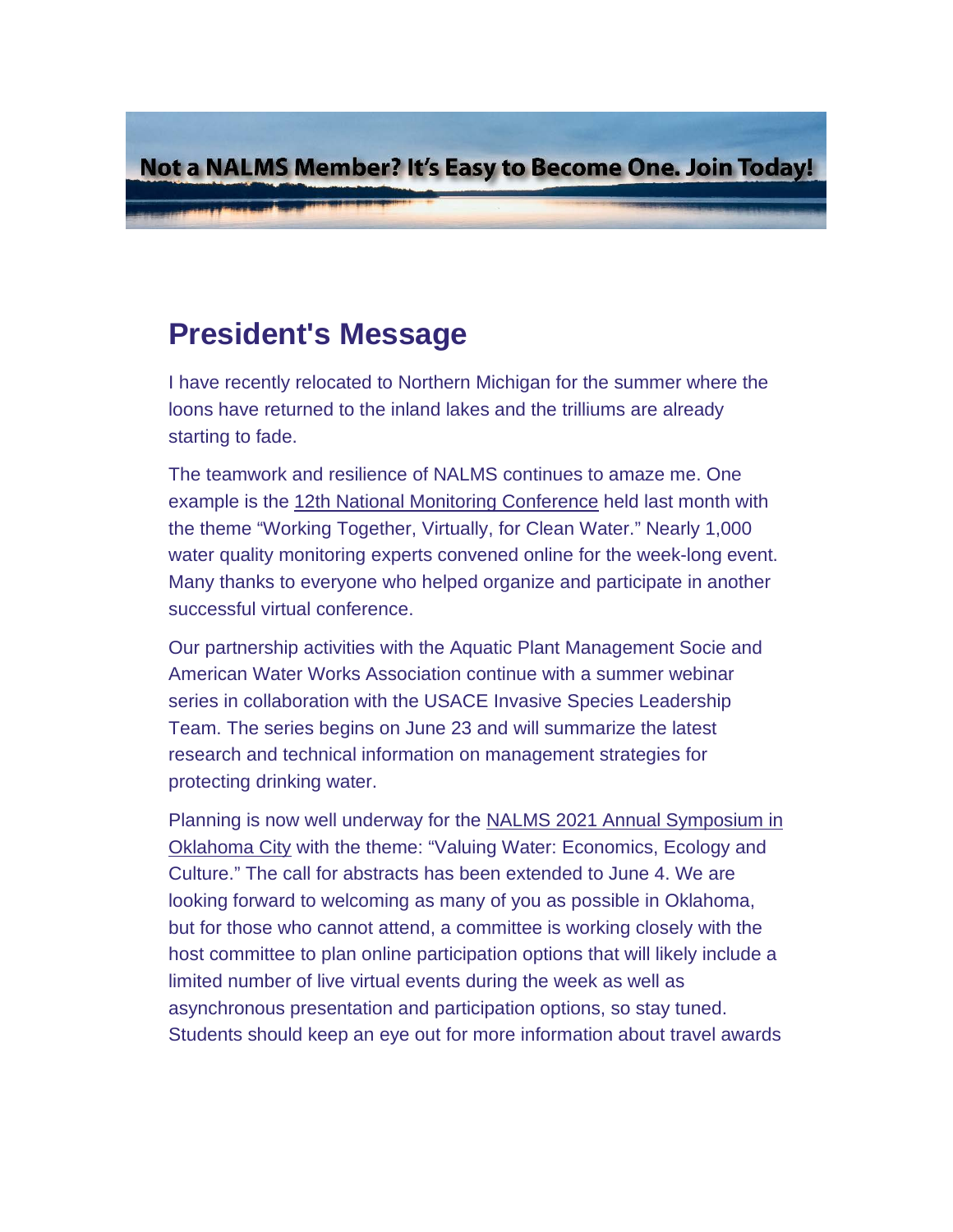Not a NALMS Member? It's Easy to Become One. Join Today!

## President's Message

I have recently relocated to Northern Michigan for the summer where the loons have returned to the inland lakes and the trilliums are already starting to fade.

The teamwork and resilience of NALMS continues to amaze me. One example is the 12th National Monitoring Conference held last month with the theme "Working Together, Virtually, for Clean Water." Nearly 1,000 water quality monitoring experts convened online for the week-long event. Many thanks to everyone who helped organize and participate in another successful virtual conference.

Our partnership activities with the Aquatic Plant Management Socie and American Water Works Association continue with a summer webinar series in collaboration with the USACE Invasive Species Leadership Team. The series begins on June 23 and will summarize the latest research and technical information on management strategies for protecting drinking water.

Planning is now well underway for the NALMS 2021 Annual Symposium in Oklahoma City with the theme: "Valuing Water: Economics, Ecology and Culture." The call for abstracts has been extended to June 4. We are looking forward to welcoming as many of you as possible in Oklahoma, but for those who cannot attend, a committee is working closely with the host committee to plan online participation options that will likely include a limited number of live virtual events during the week as well as asynchronous presentation and participation options, so stay tuned. Students should keep an eye out for more information about travel awards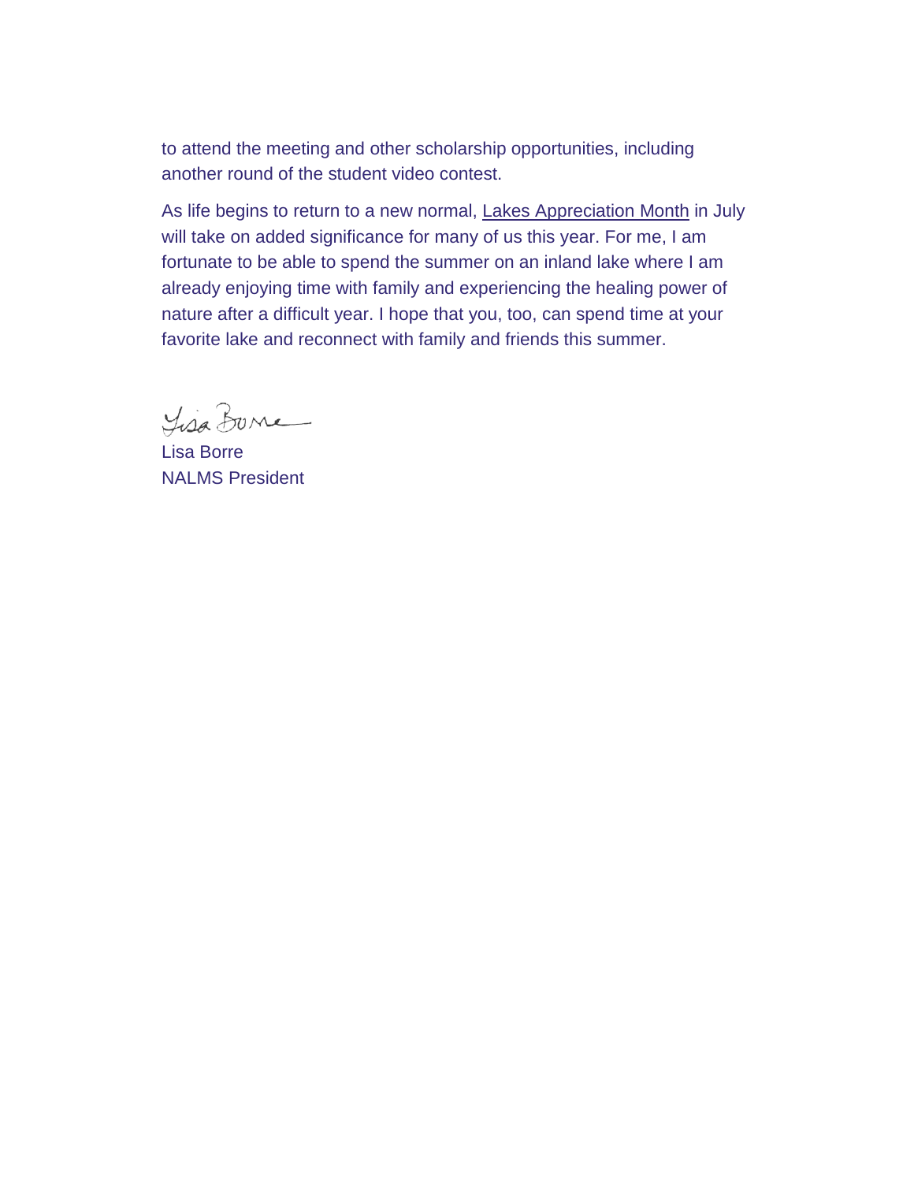to attend the meeting and other scholarship opportunities, including another round of the student video contest.

As life begins to return to a new normal, Lakes Appreciation Month in July will take on added significance for many of us this year. For me, I am fortunate to be able to spend the summer on an inland lake where I am already enjoying time with family and experiencing the healing power of nature after a difficult year. I hope that you, too, can spend time at your favorite lake and reconnect with family and friends this summer.

Lisa Borre
NALMS President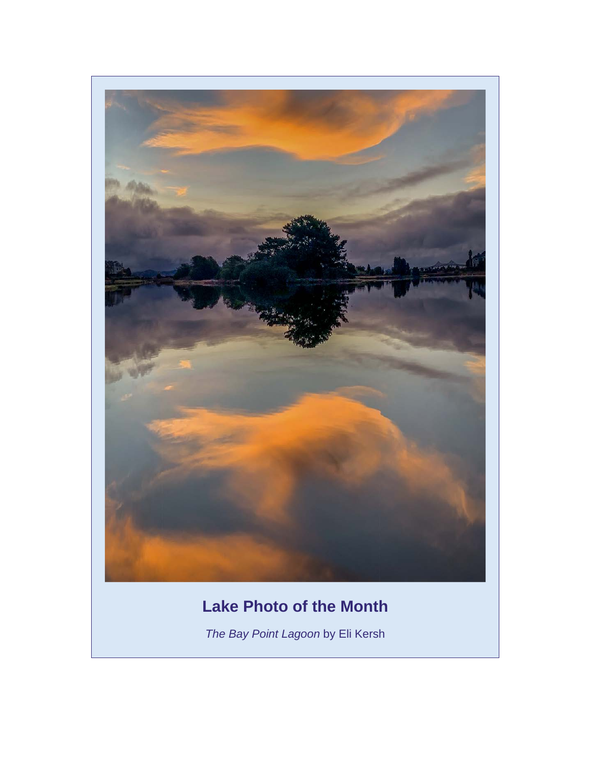## Lake Photo of the Month

*The Bay Point Lagoon* by Eli Kersh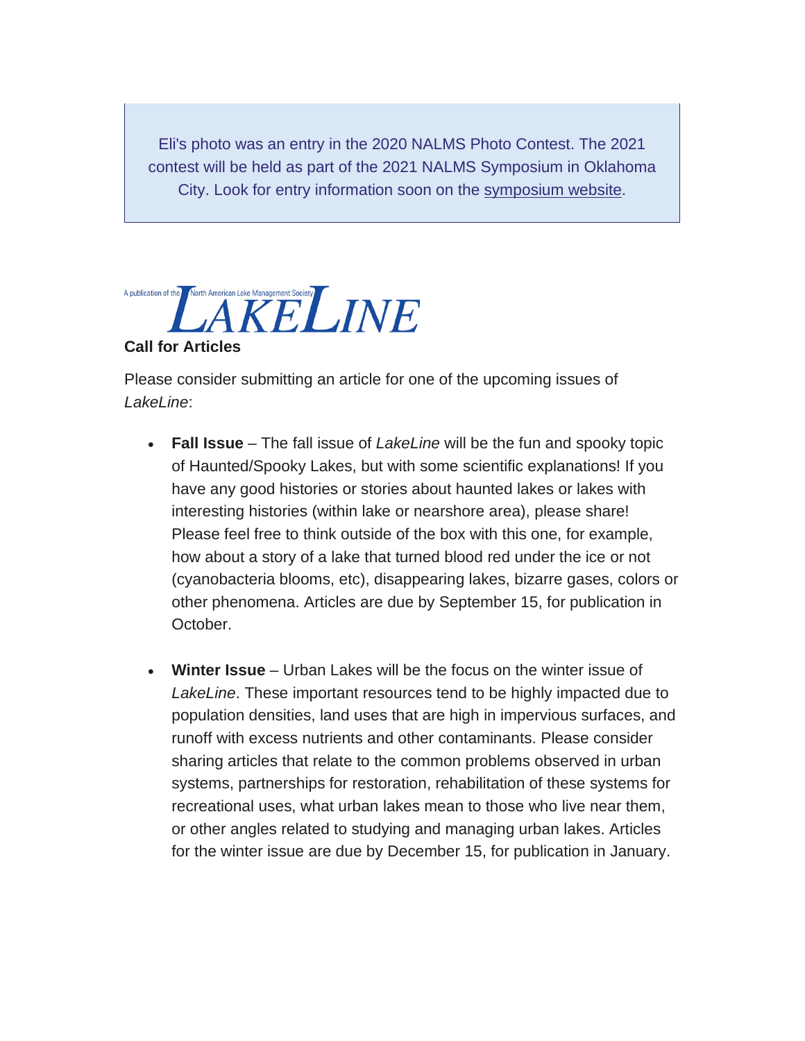Eli's photo was an entry in the 2020 NALMS Photo Contest. The 2021 contest will be held as part of the 2021 NALMS Symposium in Oklahoma City. Look for entry information soon on the symposium website.

A publication of the North American Lake Management Society

# LAKELINE

**Call for Articles**

Please consider submitting an article for one of the upcoming issues of *LakeLine*:

- **Fall Issue** – The fall issue of *LakeLine* will be the fun and spooky topic of Haunted/Spooky Lakes, but with some scientific explanations! If you have any good histories or stories about haunted lakes or lakes with interesting histories (within lake or nearshore area), please share! Please feel free to think outside of the box with this one, for example, how about a story of a lake that turned blood red under the ice or not (cyanobacteria blooms, etc), disappearing lakes, bizarre gases, colors or other phenomena. Articles are due by September 15, for publication in October.

- **Winter Issue** – Urban Lakes will be the focus on the winter issue of *LakeLine*. These important resources tend to be highly impacted due to population densities, land uses that are high in impervious surfaces, and runoff with excess nutrients and other contaminants. Please consider sharing articles that relate to the common problems observed in urban systems, partnerships for restoration, rehabilitation of these systems for recreational uses, what urban lakes mean to those who live near them, or other angles related to studying and managing urban lakes. Articles for the winter issue are due by December 15, for publication in January.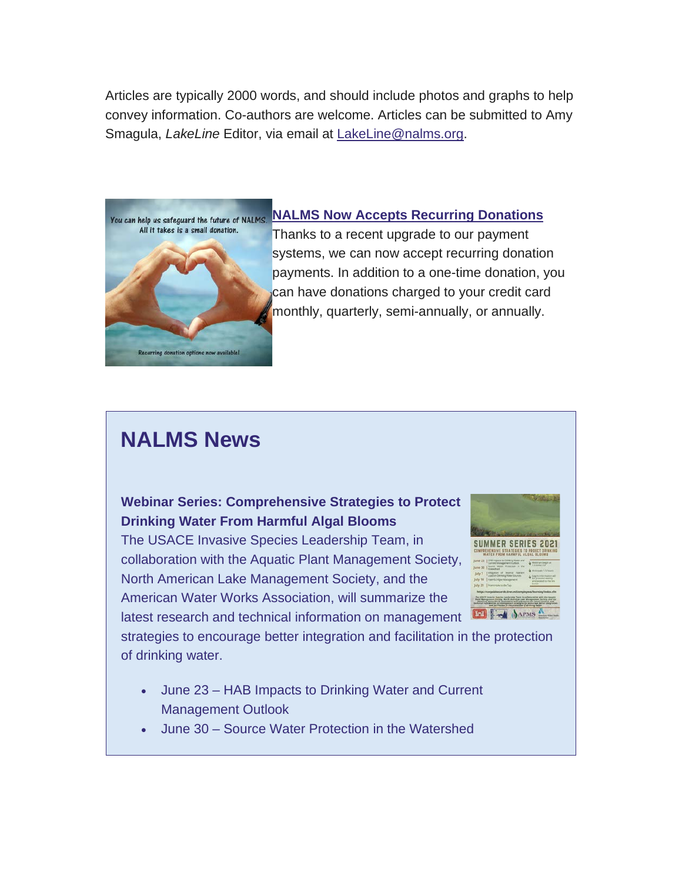Articles are typically 2000 words, and should include photos and graphs to help convey information. Co-authors are welcome. Articles can be submitted to Amy Smagula, *LakeLine* Editor, via email at LakeLine@nalms.org.

### NALMS Now Accepts Recurring Donations

Thanks to a recent upgrade to our payment systems, we can now accept recurring donation payments. In addition to a one-time donation, you can have donations charged to your credit card monthly, quarterly, semi-annually, or annually.

## NALMS News

**Webinar Series: Comprehensive Strategies to Protect Drinking Water From Harmful Algal Blooms**

The USACE Invasive Species Leadership Team, in collaboration with the Aquatic Plant Management Society, North American Lake Management Society, and the American Water Works Association, will summarize the latest research and technical information on management strategies to encourage better integration and facilitation in the protection of drinking water.

- June 23 – HAB Impacts to Drinking Water and Current Management Outlook
- June 30 – Source Water Protection in the Watershed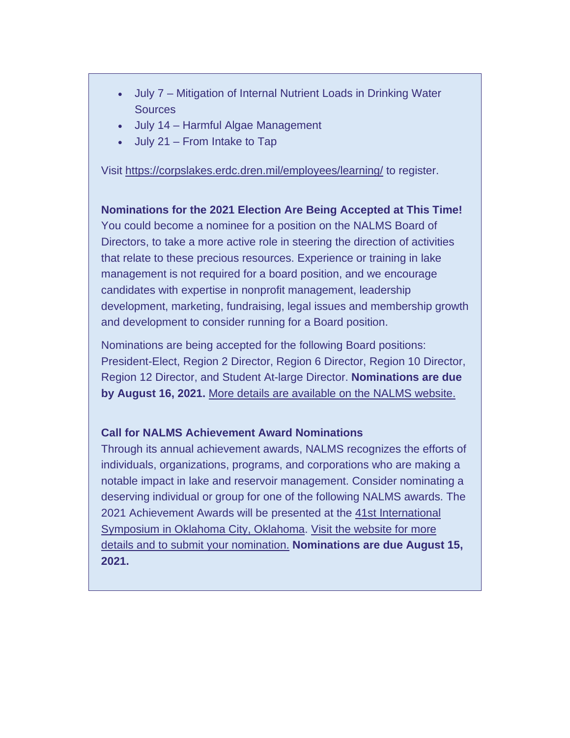- July 7 – Mitigation of Internal Nutrient Loads in Drinking Water Sources
- July 14 – Harmful Algae Management
- July 21 – From Intake to Tap

Visit https://corpslakes.erdc.dren.mil/employees/learning/ to register.

**Nominations for the 2021 Election Are Being Accepted at This Time!**
You could become a nominee for a position on the NALMS Board of Directors, to take a more active role in steering the direction of activities that relate to these precious resources. Experience or training in lake management is not required for a board position, and we encourage candidates with expertise in nonprofit management, leadership development, marketing, fundraising, legal issues and membership growth and development to consider running for a Board position.

Nominations are being accepted for the following Board positions: President-Elect, Region 2 Director, Region 6 Director, Region 10 Director, Region 12 Director, and Student At-large Director. **Nominations are due by August 16, 2021.** More details are available on the NALMS website.

**Call for NALMS Achievement Award Nominations**
Through its annual achievement awards, NALMS recognizes the efforts of individuals, organizations, programs, and corporations who are making a notable impact in lake and reservoir management. Consider nominating a deserving individual or group for one of the following NALMS awards. The 2021 Achievement Awards will be presented at the 41st International Symposium in Oklahoma City, Oklahoma. Visit the website for more details and to submit your nomination. **Nominations are due August 15, 2021.**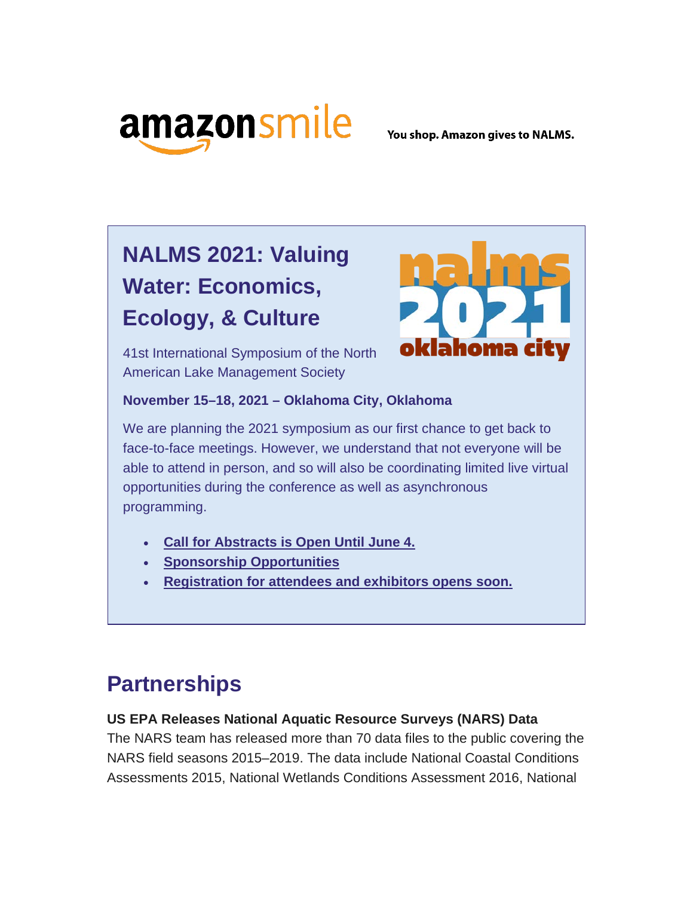You shop. Amazon gives to NALMS.

## NALMS 2021: Valuing Water: Economics, Ecology, & Culture

41st International Symposium of the North American Lake Management Society

**November 15–18, 2021 – Oklahoma City, Oklahoma**

We are planning the 2021 symposium as our first chance to get back to face-to-face meetings. However, we understand that not everyone will be able to attend in person, and so will also be coordinating limited live virtual opportunities during the conference as well as asynchronous programming.

- **Call for Abstracts is Open Until June 4.**
- **Sponsorship Opportunities**
- **Registration for attendees and exhibitors opens soon.**

# Partnerships

**US EPA Releases National Aquatic Resource Surveys (NARS) Data**
The NARS team has released more than 70 data files to the public covering the NARS field seasons 2015–2019. The data include National Coastal Conditions Assessments 2015, National Wetlands Conditions Assessment 2016, National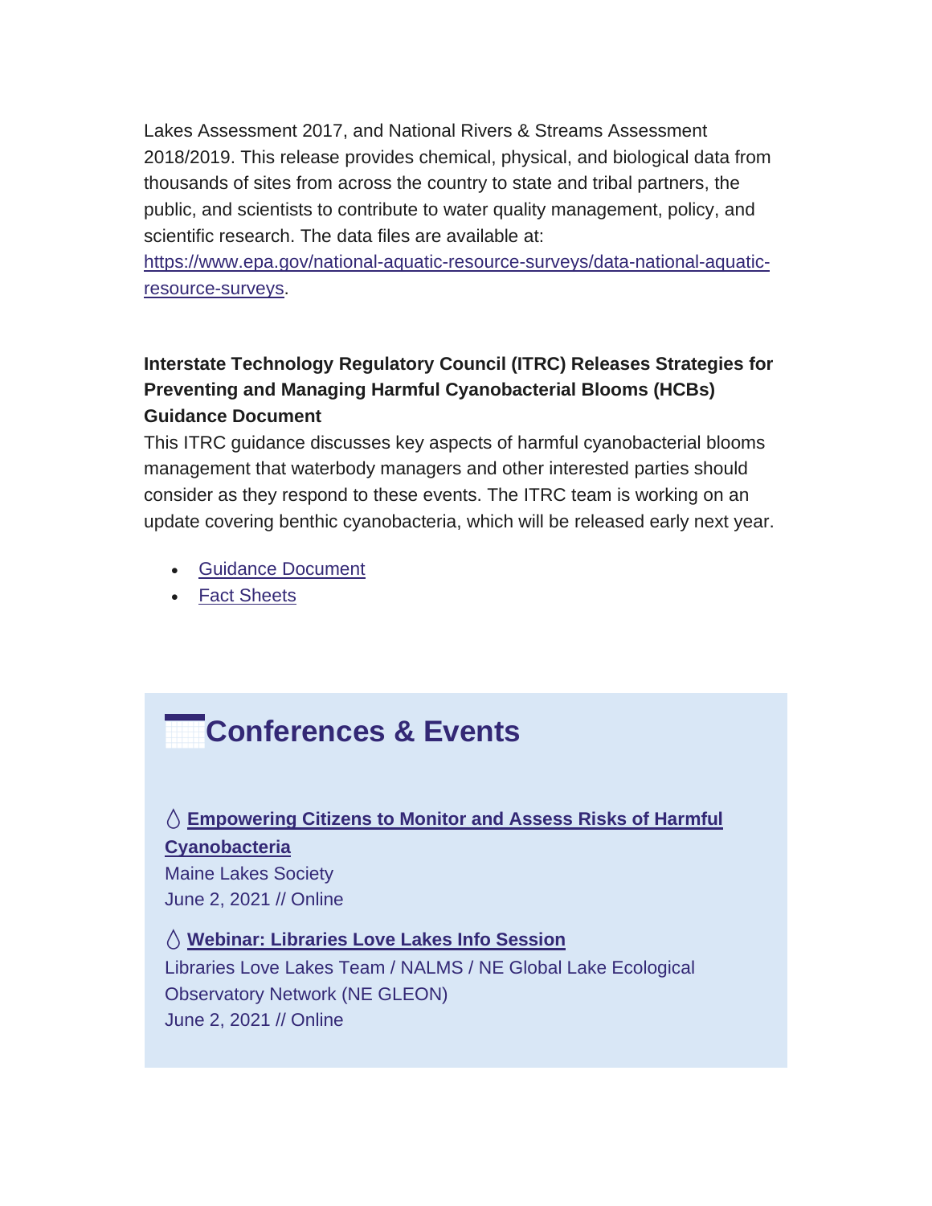Lakes Assessment 2017, and National Rivers & Streams Assessment 2018/2019. This release provides chemical, physical, and biological data from thousands of sites from across the country to state and tribal partners, the public, and scientists to contribute to water quality management, policy, and scientific research. The data files are available at: https://www.epa.gov/national-aquatic-resource-surveys/data-national-aquatic-resource-surveys.

**Interstate Technology Regulatory Council (ITRC) Releases Strategies for Preventing and Managing Harmful Cyanobacterial Blooms (HCBs) Guidance Document**

This ITRC guidance discusses key aspects of harmful cyanobacterial blooms management that waterbody managers and other interested parties should consider as they respond to these events. The ITRC team is working on an update covering benthic cyanobacteria, which will be released early next year.

- Guidance Document
- Fact Sheets

## Conferences & Events

**Empowering Citizens to Monitor and Assess Risks of Harmful Cyanobacteria**
Maine Lakes Society
June 2, 2021 // Online

**Webinar: Libraries Love Lakes Info Session**
Libraries Love Lakes Team / NALMS / NE Global Lake Ecological Observatory Network (NE GLEON)
June 2, 2021 // Online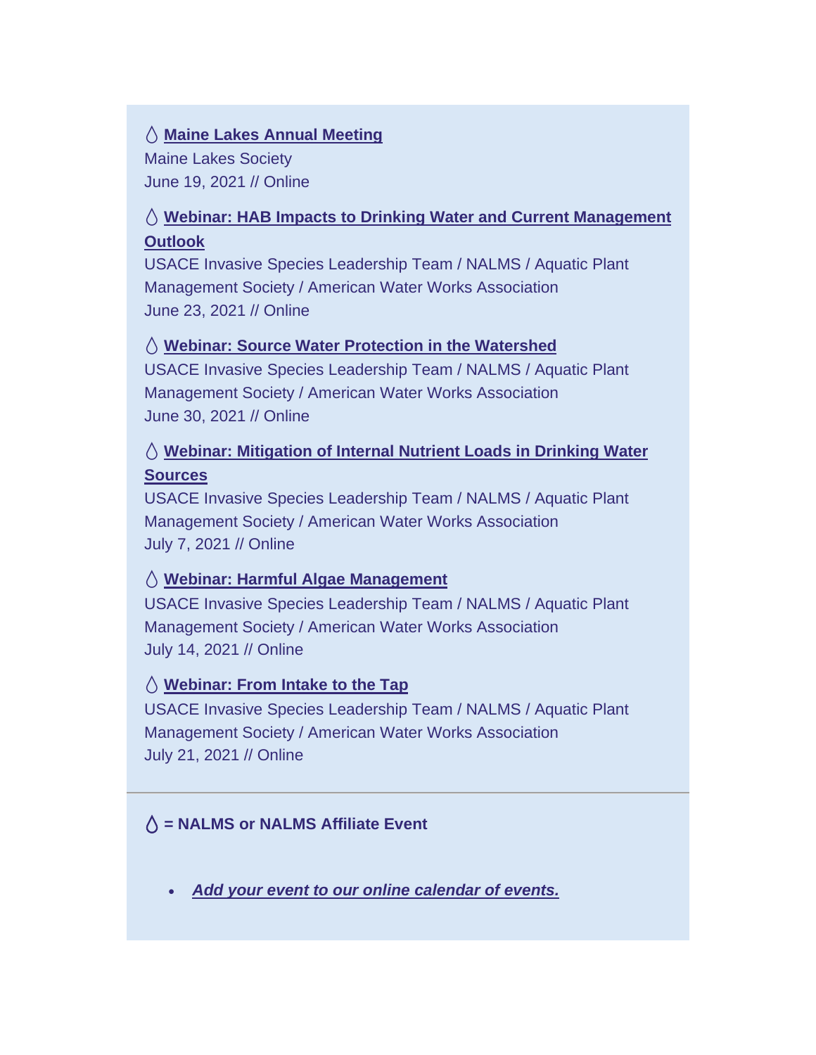💧 **Maine Lakes Annual Meeting**
Maine Lakes Society
June 19, 2021 // Online

💧 **Webinar: HAB Impacts to Drinking Water and Current Management Outlook**
USACE Invasive Species Leadership Team / NALMS / Aquatic Plant Management Society / American Water Works Association
June 23, 2021 // Online

💧 **Webinar: Source Water Protection in the Watershed**
USACE Invasive Species Leadership Team / NALMS / Aquatic Plant Management Society / American Water Works Association
June 30, 2021 // Online

💧 **Webinar: Mitigation of Internal Nutrient Loads in Drinking Water Sources**
USACE Invasive Species Leadership Team / NALMS / Aquatic Plant Management Society / American Water Works Association
July 7, 2021 // Online

💧 **Webinar: Harmful Algae Management**
USACE Invasive Species Leadership Team / NALMS / Aquatic Plant Management Society / American Water Works Association
July 14, 2021 // Online

💧 **Webinar: From Intake to the Tap**
USACE Invasive Species Leadership Team / NALMS / Aquatic Plant Management Society / American Water Works Association
July 21, 2021 // Online

---

**💧 = NALMS or NALMS Affiliate Event**

- ***Add your event to our online calendar of events.***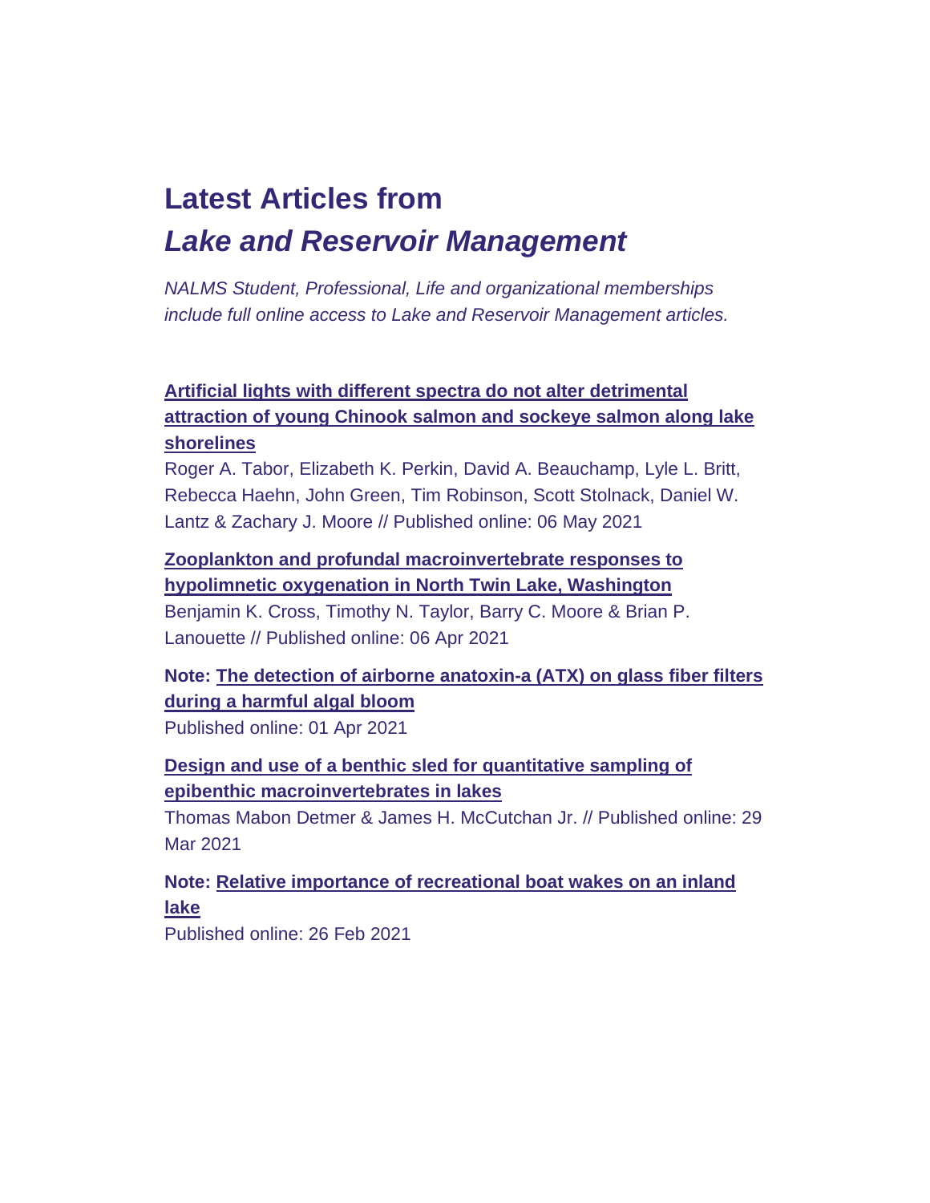# Latest Articles from

## *Lake and Reservoir Management*

*NALMS Student, Professional, Life and organizational memberships include full online access to Lake and Reservoir Management articles.*

**Artificial lights with different spectra do not alter detrimental attraction of young Chinook salmon and sockeye salmon along lake shorelines**

Roger A. Tabor, Elizabeth K. Perkin, David A. Beauchamp, Lyle L. Britt, Rebecca Haehn, John Green, Tim Robinson, Scott Stolnack, Daniel W. Lantz & Zachary J. Moore // Published online: 06 May 2021

**Zooplankton and profundal macroinvertebrate responses to hypolimnetic oxygenation in North Twin Lake, Washington**

Benjamin K. Cross, Timothy N. Taylor, Barry C. Moore & Brian P. Lanouette // Published online: 06 Apr 2021

**Note: The detection of airborne anatoxin-a (ATX) on glass fiber filters during a harmful algal bloom**

Published online: 01 Apr 2021

**Design and use of a benthic sled for quantitative sampling of epibenthic macroinvertebrates in lakes**

Thomas Mabon Detmer & James H. McCutchan Jr. // Published online: 29 Mar 2021

**Note: Relative importance of recreational boat wakes on an inland lake**

Published online: 26 Feb 2021